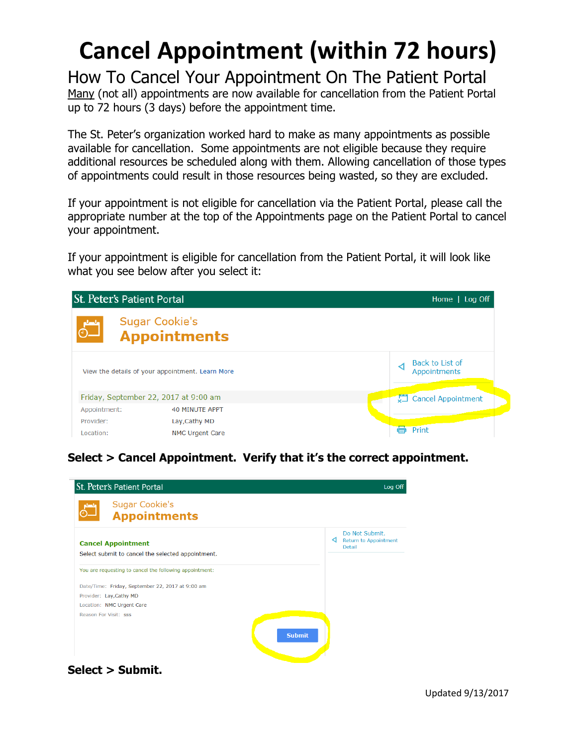# Cancel Appointment (within 72 hours)

## How To Cancel Your Appointment On The Patient Portal

Many (not all) appointments are now available for cancellation from the Patient Portal up to 72 hours (3 days) before the appointment time.

The St. Peter's organization worked hard to make as many appointments as possible available for cancellation. Some appointments are not eligible because they require additional resources be scheduled along with them. Allowing cancellation of those types of appointments could result in those resources being wasted, so they are excluded.

If your appointment is not eligible for cancellation via the Patient Portal, please call the appropriate number at the top of the Appointments page on the Patient Portal to cancel your appointment.

If your appointment is eligible for cancellation from the Patient Portal, it will look like what you see below after you select it:

**Select > Cancel Appointment. Verify that it's the correct appointment.**

**Select > Submit.**

Updated 9/13/2017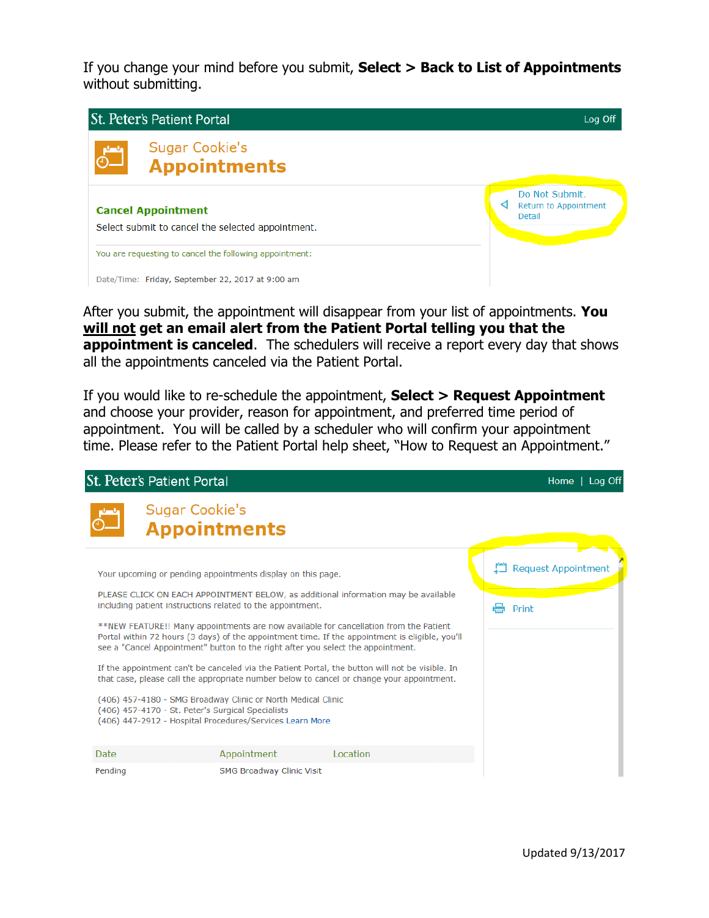If you change your mind before you submit, **Select > Back to List of Appointments** without submitting.

St. Peter's Patient Portal Log Off

Sugar Cookie's
**Appointments**

**Cancel Appointment**

Select submit to cancel the selected appointment.

You are requesting to cancel the following appointment:

Date/Time: Friday, September 22, 2017 at 9:00 am

Do Not Submit.
Return to Appointment Detail

After you submit, the appointment will disappear from your list of appointments. **You <u>will not</u> get an email alert from the Patient Portal telling you that the appointment is canceled**. The schedulers will receive a report every day that shows all the appointments canceled via the Patient Portal.

If you would like to re-schedule the appointment, **Select > Request Appointment** and choose your provider, reason for appointment, and preferred time period of appointment. You will be called by a scheduler who will confirm your appointment time. Please refer to the Patient Portal help sheet, "How to Request an Appointment."

St. Peter's Patient Portal Home | Log Off

Sugar Cookie's
**Appointments**

Your upcoming or pending appointments display on this page.

PLEASE CLICK ON EACH APPOINTMENT BELOW, as additional information may be available including patient instructions related to the appointment.

**NEW FEATURE!! Many appointments are now available for cancellation from the Patient Portal within 72 hours (3 days) of the appointment time. If the appointment is eligible, you'll see a "Cancel Appointment" button to the right after you select the appointment.

If the appointment can't be canceled via the Patient Portal, the button will not be visible. In that case, please call the appropriate number below to cancel or change your appointment.

(406) 457-4180 - SMG Broadway Clinic or North Medical Clinic
(406) 457-4170 - St. Peter's Surgical Specialists
(406) 447-2912 - Hospital Procedures/Services Learn More

| Date | Appointment | Location |
|---|---|---|
| Pending | SMG Broadway Clinic Visit | |

Request Appointment

Print

Updated 9/13/2017